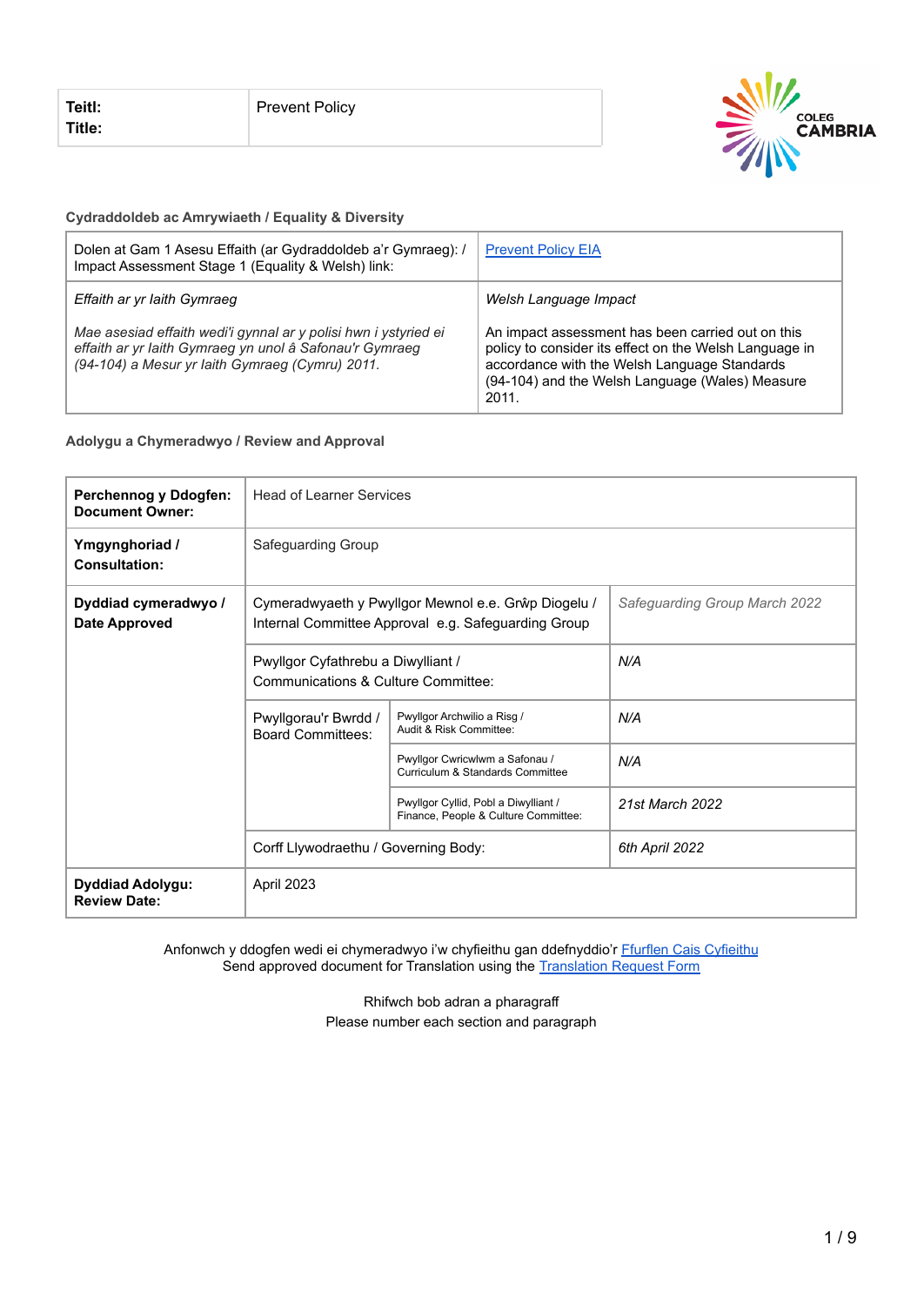| Teitl: Title: | Prevent Policy |
|---|---|

**Cydraddoldeb ac Amrywiaeth / Equality & Diversity**

| Dolen at Gam 1 Asesu Effaith (ar Gydraddoldeb a'r Gymraeg): / Impact Assessment Stage 1 (Equality & Welsh) link: | [Prevent Policy EIA]() |
|---|---|
| *Effaith ar yr Iaith Gymraeg*<br><br>*Mae asesiad effaith wedi'i gynnal ar y polisi hwn i ystyried ei effaith ar yr Iaith Gymraeg yn unol â Safonau'r Gymraeg (94-104) a Mesur yr Iaith Gymraeg (Cymru) 2011.* | *Welsh Language Impact*<br><br>An impact assessment has been carried out on this policy to consider its effect on the Welsh Language in accordance with the Welsh Language Standards (94-104) and the Welsh Language (Wales) Measure 2011. |

**Adolygu a Chymeradwyo / Review and Approval**

| | | | |
|---|---|---|---|
| **Perchennog y Ddogfen: Document Owner:** | Head of Learner Services | | |
| **Ymgynghoriad / Consultation:** | Safeguarding Group | | |
| **Dyddiad cymeradwyo / Date Approved** | Cymeradwyaeth y Pwyllgor Mewnol e.e. Grŵp Diogelu / Internal Committee Approval e.g. Safeguarding Group | | *Safeguarding Group March 2022* |
| | Pwyllgor Cyfathrebu a Diwylliant / Communications & Culture Committee: | | *N/A* |
| | Pwyllgorau'r Bwrdd / Board Committees: | Pwyllgor Archwilio a Risg / Audit & Risk Committee: | *N/A* |
| | | Pwyllgor Cwricwlwm a Safonau / Curriculum & Standards Committee | *N/A* |
| | | Pwyllgor Cyllid, Pobl a Diwylliant / Finance, People & Culture Committee: | *21st March 2022* |
| | Corff Llywodraethu / Governing Body: | | *6th April 2022* |
| **Dyddiad Adolygu: Review Date:** | April 2023 | | |

Anfonwch y ddogfen wedi ei chymeradwyo i'w chyfieithu gan ddefnyddio'r [Ffurflen Cais Cyfieithu]()
Send approved document for Translation using the [Translation Request Form]()

Rhifwch bob adran a pharagraff
Please number each section and paragraph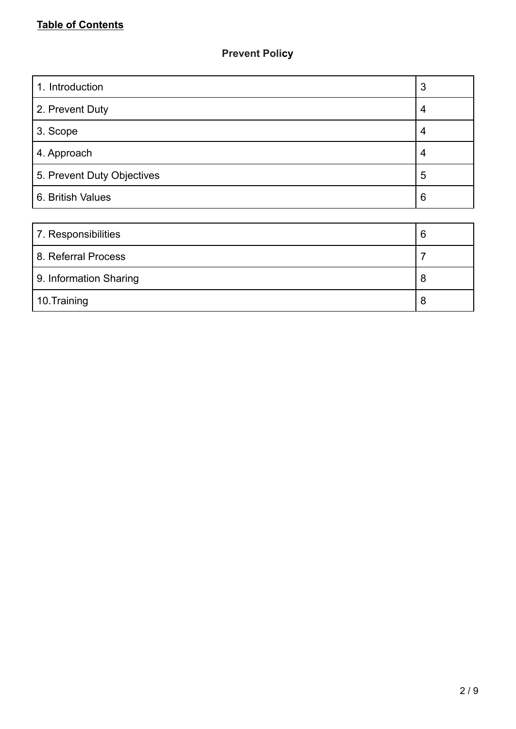**Table of Contents**

## Prevent Policy

| | |
|---|---|
| 1. Introduction | 3 |
| 2. Prevent Duty | 4 |
| 3. Scope | 4 |
| 4. Approach | 4 |
| 5. Prevent Duty Objectives | 5 |
| 6. British Values | 6 |
| 7. Responsibilities | 6 |
| 8. Referral Process | 7 |
| 9. Information Sharing | 8 |
| 10.Training | 8 |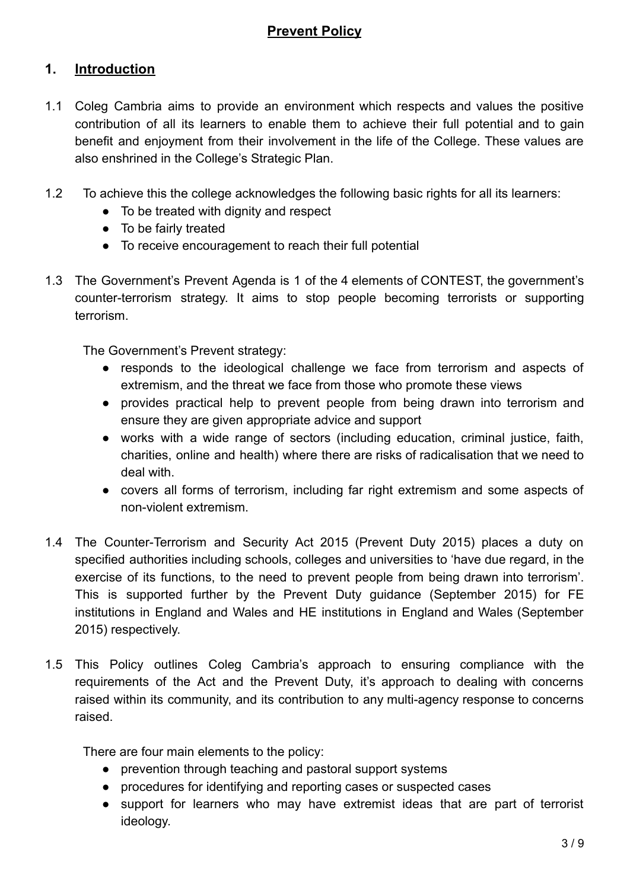# Prevent Policy

## 1. Introduction

1.1 Coleg Cambria aims to provide an environment which respects and values the positive contribution of all its learners to enable them to achieve their full potential and to gain benefit and enjoyment from their involvement in the life of the College. These values are also enshrined in the College's Strategic Plan.

1.2 To achieve this the college acknowledges the following basic rights for all its learners:

- To be treated with dignity and respect
- To be fairly treated
- To receive encouragement to reach their full potential

1.3 The Government's Prevent Agenda is 1 of the 4 elements of CONTEST, the government's counter-terrorism strategy. It aims to stop people becoming terrorists or supporting terrorism.

The Government's Prevent strategy:

- responds to the ideological challenge we face from terrorism and aspects of extremism, and the threat we face from those who promote these views
- provides practical help to prevent people from being drawn into terrorism and ensure they are given appropriate advice and support
- works with a wide range of sectors (including education, criminal justice, faith, charities, online and health) where there are risks of radicalisation that we need to deal with.
- covers all forms of terrorism, including far right extremism and some aspects of non-violent extremism.

1.4 The Counter-Terrorism and Security Act 2015 (Prevent Duty 2015) places a duty on specified authorities including schools, colleges and universities to 'have due regard, in the exercise of its functions, to the need to prevent people from being drawn into terrorism'. This is supported further by the Prevent Duty guidance (September 2015) for FE institutions in England and Wales and HE institutions in England and Wales (September 2015) respectively.

1.5 This Policy outlines Coleg Cambria's approach to ensuring compliance with the requirements of the Act and the Prevent Duty, it's approach to dealing with concerns raised within its community, and its contribution to any multi-agency response to concerns raised.

There are four main elements to the policy:

- prevention through teaching and pastoral support systems
- procedures for identifying and reporting cases or suspected cases
- support for learners who may have extremist ideas that are part of terrorist ideology.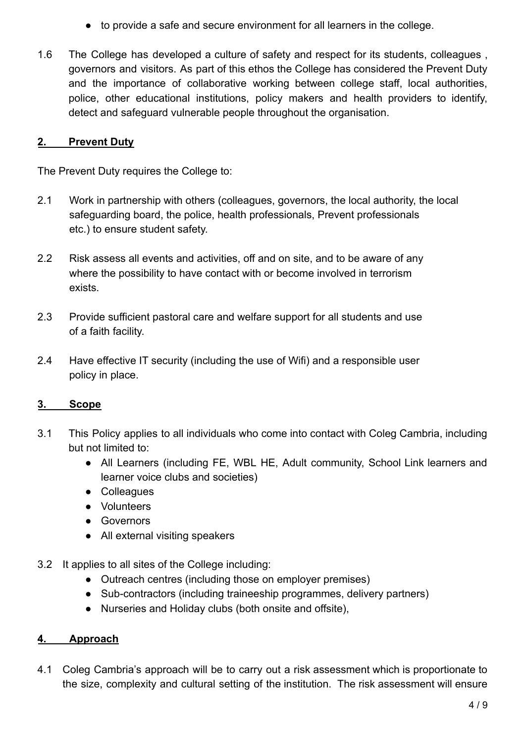- to provide a safe and secure environment for all learners in the college.

1.6 The College has developed a culture of safety and respect for its students, colleagues , governors and visitors. As part of this ethos the College has considered the Prevent Duty and the importance of collaborative working between college staff, local authorities, police, other educational institutions, policy makers and health providers to identify, detect and safeguard vulnerable people throughout the organisation.

## 2. Prevent Duty

The Prevent Duty requires the College to:

2.1 Work in partnership with others (colleagues, governors, the local authority, the local safeguarding board, the police, health professionals, Prevent professionals etc.) to ensure student safety.

2.2 Risk assess all events and activities, off and on site, and to be aware of any where the possibility to have contact with or become involved in terrorism exists.

2.3 Provide sufficient pastoral care and welfare support for all students and use of a faith facility.

2.4 Have effective IT security (including the use of Wifi) and a responsible user policy in place.

## 3. Scope

3.1 This Policy applies to all individuals who come into contact with Coleg Cambria, including but not limited to:

- All Learners (including FE, WBL HE, Adult community, School Link learners and learner voice clubs and societies)
- Colleagues
- Volunteers
- Governors
- All external visiting speakers

3.2 It applies to all sites of the College including:

- Outreach centres (including those on employer premises)
- Sub-contractors (including traineeship programmes, delivery partners)
- Nurseries and Holiday clubs (both onsite and offsite),

## 4. Approach

4.1 Coleg Cambria's approach will be to carry out a risk assessment which is proportionate to the size, complexity and cultural setting of the institution. The risk assessment will ensure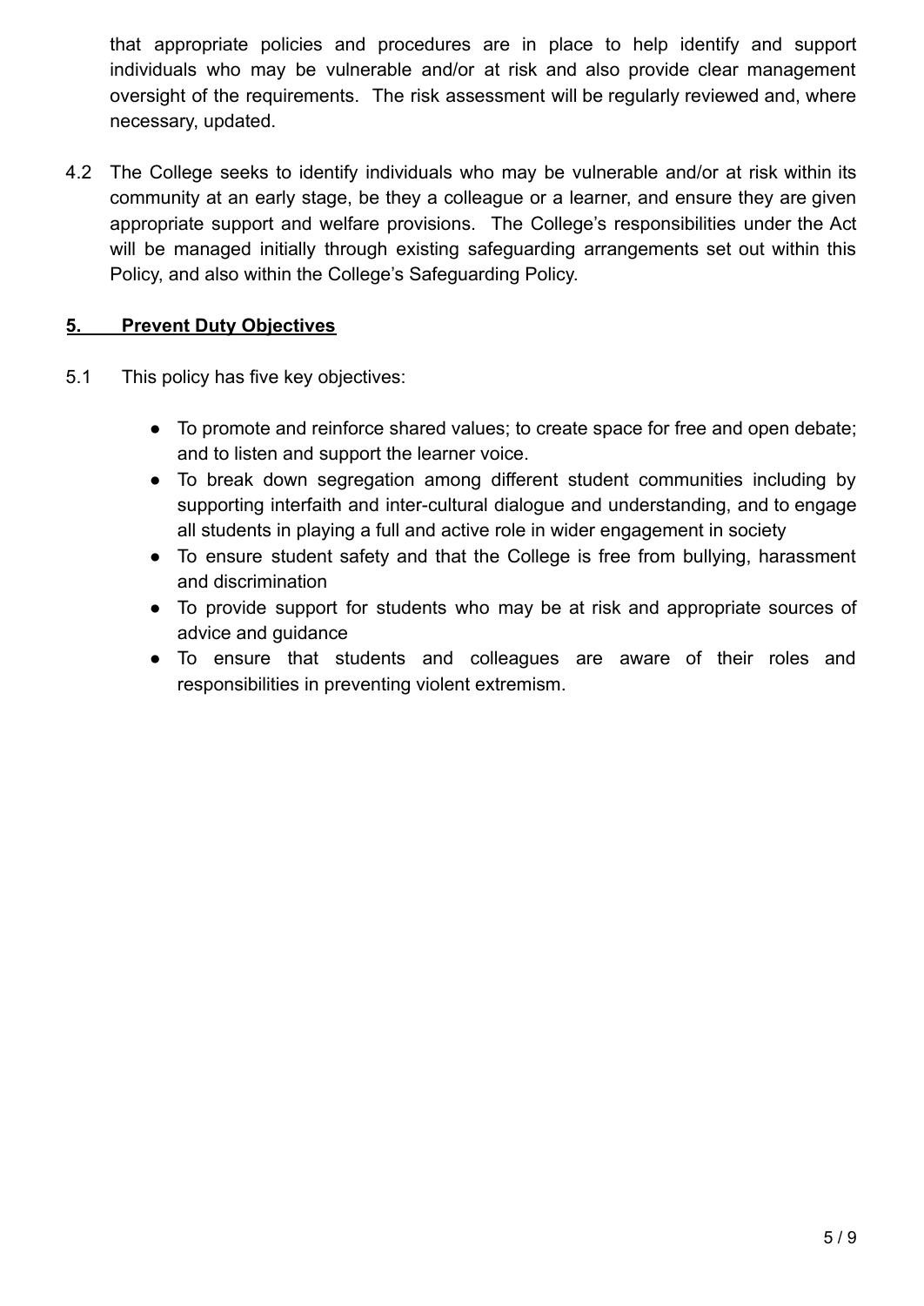that appropriate policies and procedures are in place to help identify and support individuals who may be vulnerable and/or at risk and also provide clear management oversight of the requirements. The risk assessment will be regularly reviewed and, where necessary, updated.

4.2 The College seeks to identify individuals who may be vulnerable and/or at risk within its community at an early stage, be they a colleague or a learner, and ensure they are given appropriate support and welfare provisions. The College's responsibilities under the Act will be managed initially through existing safeguarding arrangements set out within this Policy, and also within the College's Safeguarding Policy.

## 5. Prevent Duty Objectives

5.1 This policy has five key objectives:

- To promote and reinforce shared values; to create space for free and open debate; and to listen and support the learner voice.
- To break down segregation among different student communities including by supporting interfaith and inter-cultural dialogue and understanding, and to engage all students in playing a full and active role in wider engagement in society
- To ensure student safety and that the College is free from bullying, harassment and discrimination
- To provide support for students who may be at risk and appropriate sources of advice and guidance
- To ensure that students and colleagues are aware of their roles and responsibilities in preventing violent extremism.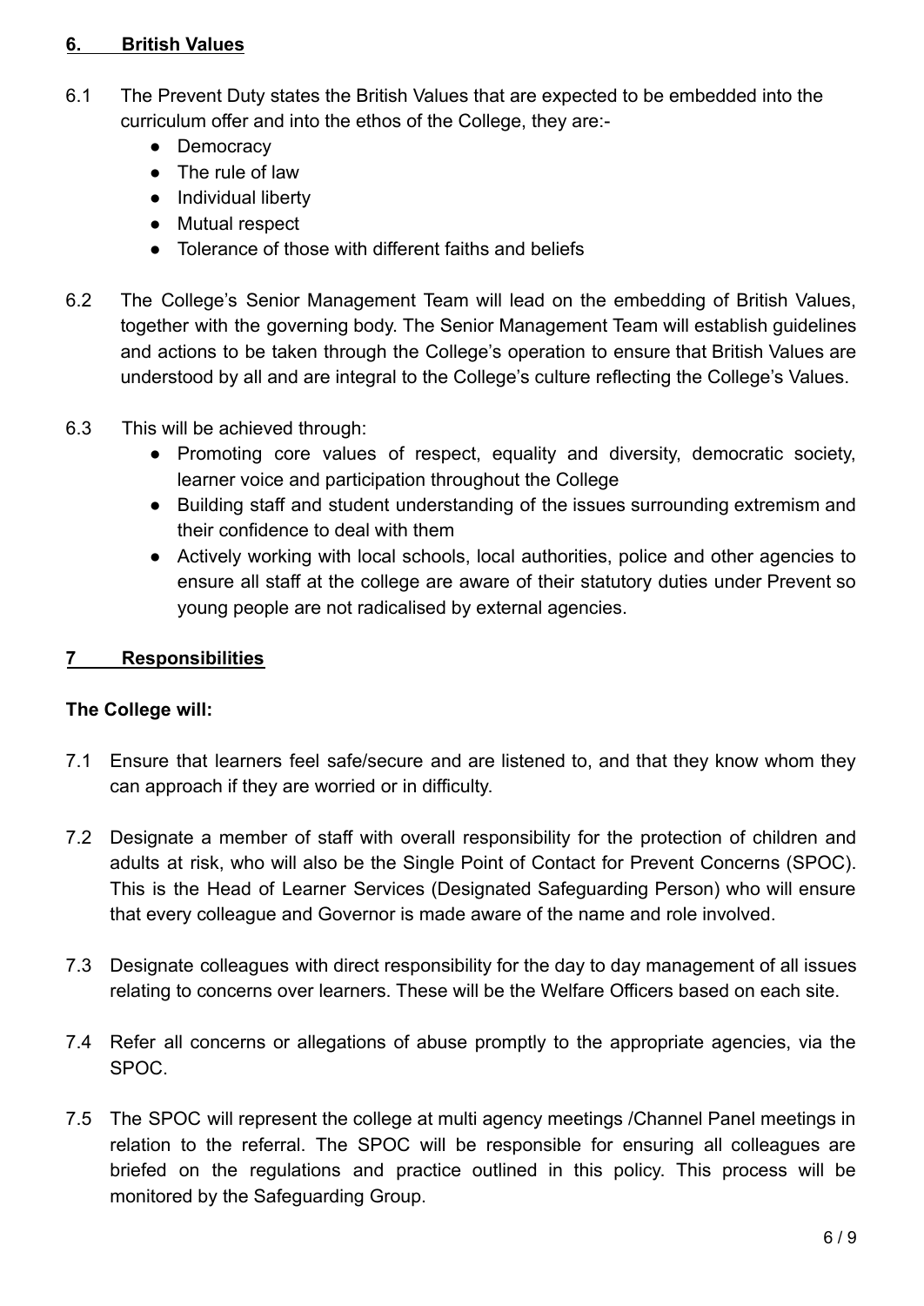## 6. British Values

6.1 The Prevent Duty states the British Values that are expected to be embedded into the curriculum offer and into the ethos of the College, they are:-

- Democracy
- The rule of law
- Individual liberty
- Mutual respect
- Tolerance of those with different faiths and beliefs

6.2 The College's Senior Management Team will lead on the embedding of British Values, together with the governing body. The Senior Management Team will establish guidelines and actions to be taken through the College's operation to ensure that British Values are understood by all and are integral to the College's culture reflecting the College's Values.

6.3 This will be achieved through:

- Promoting core values of respect, equality and diversity, democratic society, learner voice and participation throughout the College
- Building staff and student understanding of the issues surrounding extremism and their confidence to deal with them
- Actively working with local schools, local authorities, police and other agencies to ensure all staff at the college are aware of their statutory duties under Prevent so young people are not radicalised by external agencies.

## 7 Responsibilities

**The College will:**

7.1 Ensure that learners feel safe/secure and are listened to, and that they know whom they can approach if they are worried or in difficulty.

7.2 Designate a member of staff with overall responsibility for the protection of children and adults at risk, who will also be the Single Point of Contact for Prevent Concerns (SPOC). This is the Head of Learner Services (Designated Safeguarding Person) who will ensure that every colleague and Governor is made aware of the name and role involved.

7.3 Designate colleagues with direct responsibility for the day to day management of all issues relating to concerns over learners. These will be the Welfare Officers based on each site.

7.4 Refer all concerns or allegations of abuse promptly to the appropriate agencies, via the SPOC.

7.5 The SPOC will represent the college at multi agency meetings /Channel Panel meetings in relation to the referral. The SPOC will be responsible for ensuring all colleagues are briefed on the regulations and practice outlined in this policy. This process will be monitored by the Safeguarding Group.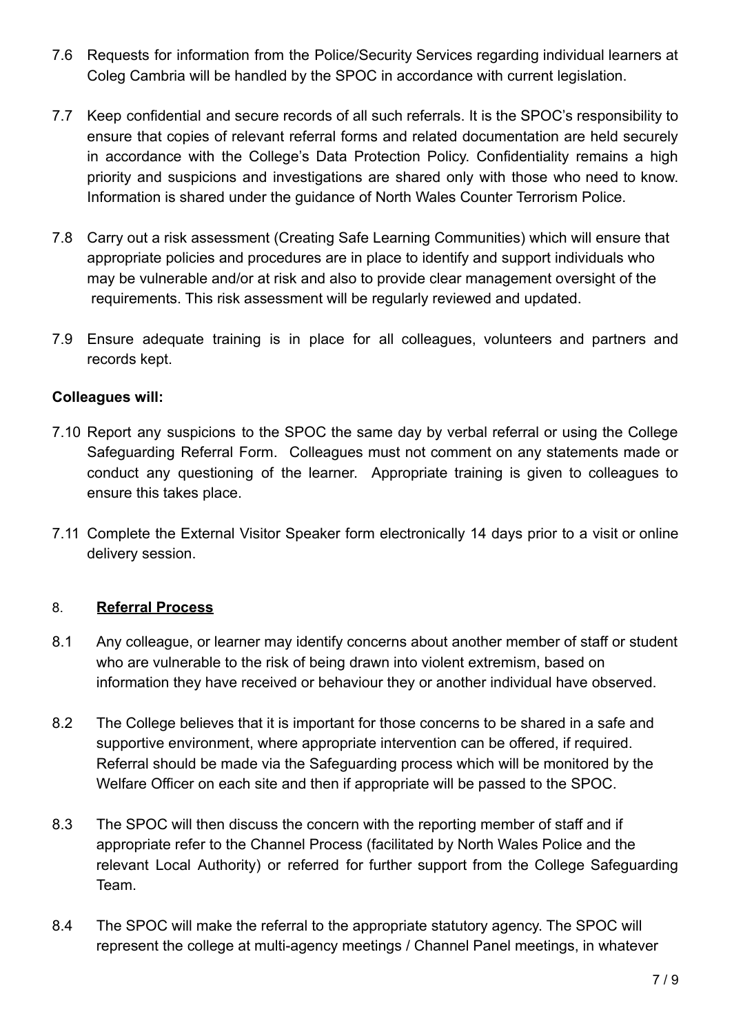7.6 Requests for information from the Police/Security Services regarding individual learners at Coleg Cambria will be handled by the SPOC in accordance with current legislation.

7.7 Keep confidential and secure records of all such referrals. It is the SPOC's responsibility to ensure that copies of relevant referral forms and related documentation are held securely in accordance with the College's Data Protection Policy. Confidentiality remains a high priority and suspicions and investigations are shared only with those who need to know. Information is shared under the guidance of North Wales Counter Terrorism Police.

7.8 Carry out a risk assessment (Creating Safe Learning Communities) which will ensure that appropriate policies and procedures are in place to identify and support individuals who may be vulnerable and/or at risk and also to provide clear management oversight of the requirements. This risk assessment will be regularly reviewed and updated.

7.9 Ensure adequate training is in place for all colleagues, volunteers and partners and records kept.

**Colleagues will:**

7.10 Report any suspicions to the SPOC the same day by verbal referral or using the College Safeguarding Referral Form. Colleagues must not comment on any statements made or conduct any questioning of the learner. Appropriate training is given to colleagues to ensure this takes place.

7.11 Complete the External Visitor Speaker form electronically 14 days prior to a visit or online delivery session.

## 8. **Referral Process**

8.1 Any colleague, or learner may identify concerns about another member of staff or student who are vulnerable to the risk of being drawn into violent extremism, based on information they have received or behaviour they or another individual have observed.

8.2 The College believes that it is important for those concerns to be shared in a safe and supportive environment, where appropriate intervention can be offered, if required. Referral should be made via the Safeguarding process which will be monitored by the Welfare Officer on each site and then if appropriate will be passed to the SPOC.

8.3 The SPOC will then discuss the concern with the reporting member of staff and if appropriate refer to the Channel Process (facilitated by North Wales Police and the relevant Local Authority) or referred for further support from the College Safeguarding Team.

8.4 The SPOC will make the referral to the appropriate statutory agency. The SPOC will represent the college at multi-agency meetings / Channel Panel meetings, in whatever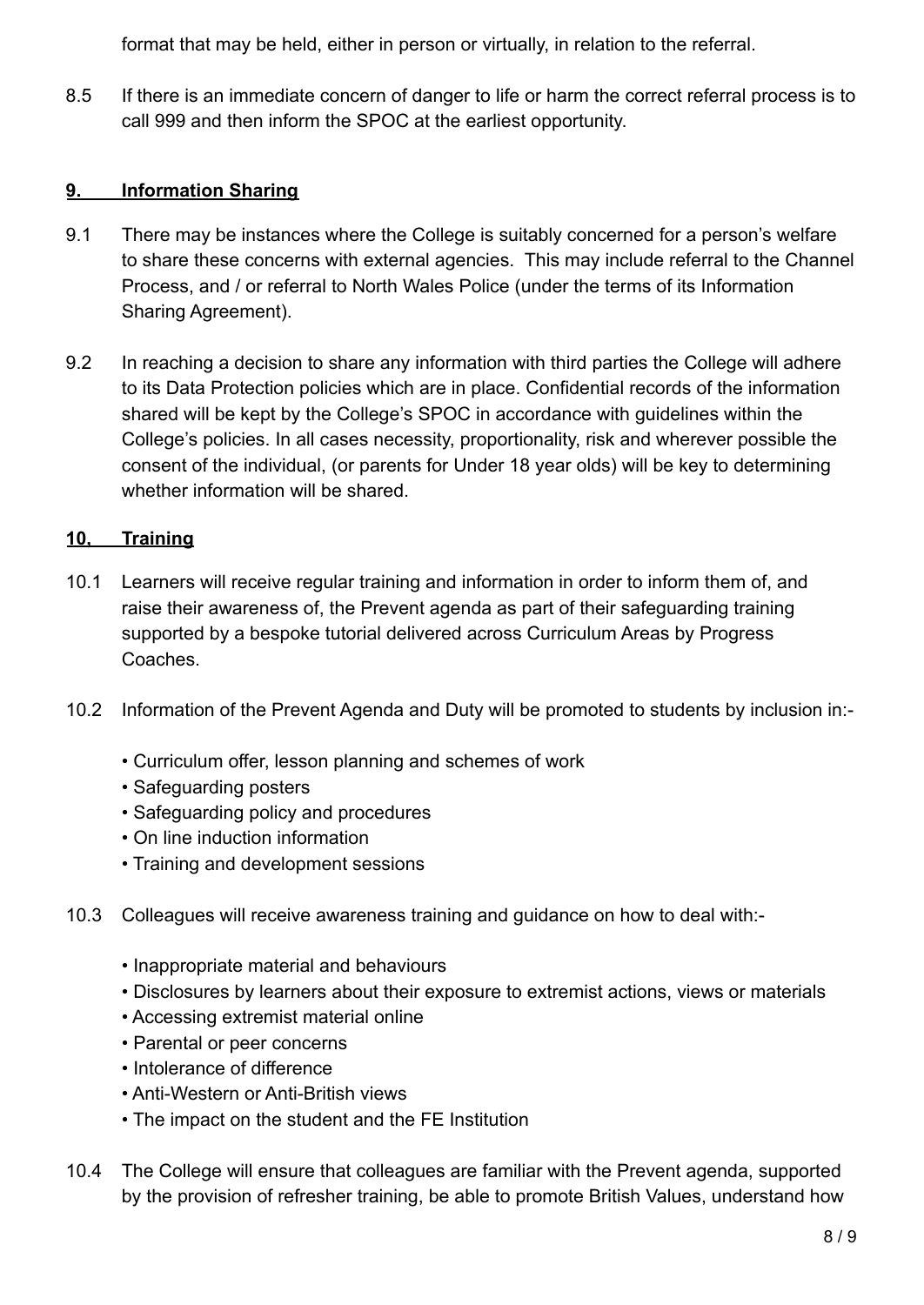format that may be held, either in person or virtually, in relation to the referral.

8.5 If there is an immediate concern of danger to life or harm the correct referral process is to call 999 and then inform the SPOC at the earliest opportunity.

## 9. Information Sharing

9.1 There may be instances where the College is suitably concerned for a person's welfare to share these concerns with external agencies. This may include referral to the Channel Process, and / or referral to North Wales Police (under the terms of its Information Sharing Agreement).

9.2 In reaching a decision to share any information with third parties the College will adhere to its Data Protection policies which are in place. Confidential records of the information shared will be kept by the College's SPOC in accordance with guidelines within the College's policies. In all cases necessity, proportionality, risk and wherever possible the consent of the individual, (or parents for Under 18 year olds) will be key to determining whether information will be shared.

## 10, Training

10.1 Learners will receive regular training and information in order to inform them of, and raise their awareness of, the Prevent agenda as part of their safeguarding training supported by a bespoke tutorial delivered across Curriculum Areas by Progress Coaches.

10.2 Information of the Prevent Agenda and Duty will be promoted to students by inclusion in:-

- Curriculum offer, lesson planning and schemes of work
- Safeguarding posters
- Safeguarding policy and procedures
- On line induction information
- Training and development sessions

10.3 Colleagues will receive awareness training and guidance on how to deal with:-

- Inappropriate material and behaviours
- Disclosures by learners about their exposure to extremist actions, views or materials
- Accessing extremist material online
- Parental or peer concerns
- Intolerance of difference
- Anti-Western or Anti-British views
- The impact on the student and the FE Institution

10.4 The College will ensure that colleagues are familiar with the Prevent agenda, supported by the provision of refresher training, be able to promote British Values, understand how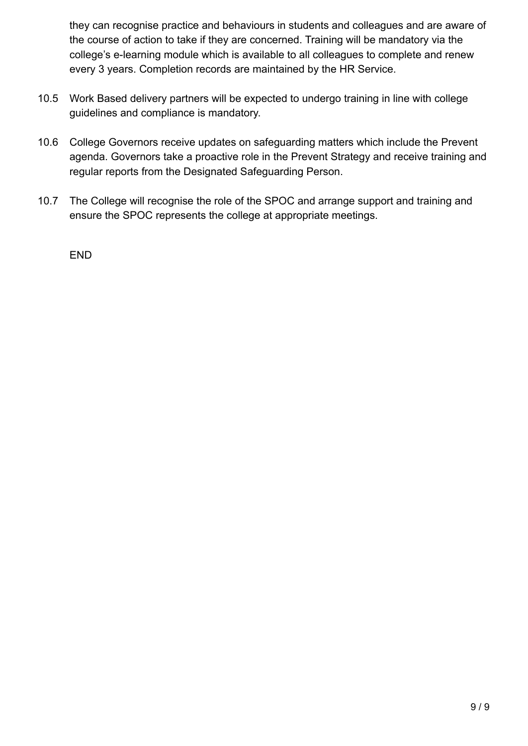they can recognise practice and behaviours in students and colleagues and are aware of the course of action to take if they are concerned. Training will be mandatory via the college's e-learning module which is available to all colleagues to complete and renew every 3 years. Completion records are maintained by the HR Service.

10.5 Work Based delivery partners will be expected to undergo training in line with college guidelines and compliance is mandatory.

10.6 College Governors receive updates on safeguarding matters which include the Prevent agenda. Governors take a proactive role in the Prevent Strategy and receive training and regular reports from the Designated Safeguarding Person.

10.7 The College will recognise the role of the SPOC and arrange support and training and ensure the SPOC represents the college at appropriate meetings.

END